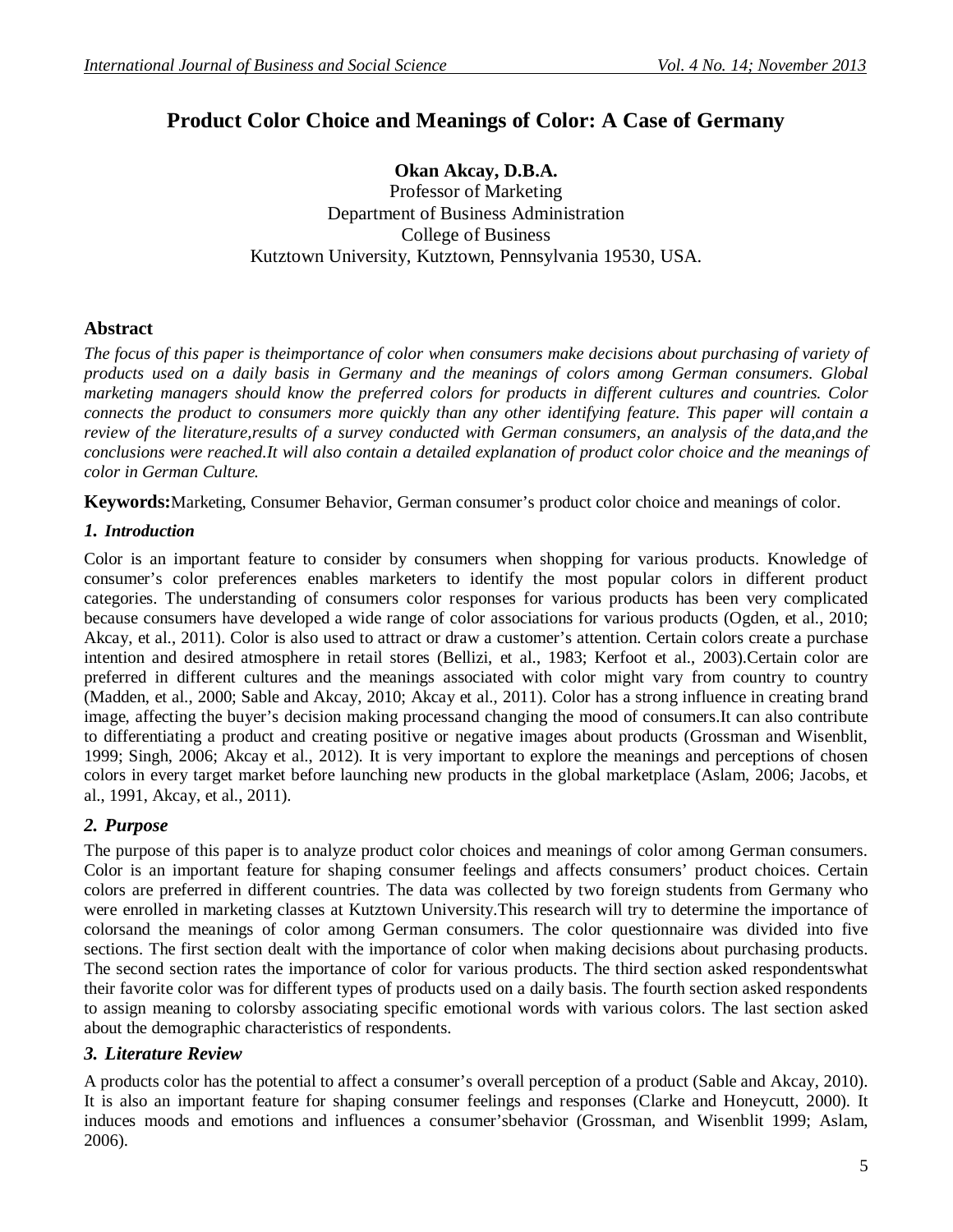# Product Color Choice and Meanings of Color: A Case of Germany

**Okan Akcay, D.B.A.**
Professor of Marketing
Department of Business Administration
College of Business
Kutztown University, Kutztown, Pennsylvania 19530, USA.

## Abstract

*The focus of this paper is theimportance of color when consumers make decisions about purchasing of variety of products used on a daily basis in Germany and the meanings of colors among German consumers. Global marketing managers should know the preferred colors for products in different cultures and countries. Color connects the product to consumers more quickly than any other identifying feature. This paper will contain a review of the literature,results of a survey conducted with German consumers, an analysis of the data,and the conclusions were reached.It will also contain a detailed explanation of product color choice and the meanings of color in German Culture.*

**Keywords:**Marketing, Consumer Behavior, German consumer's product color choice and meanings of color.

## *1. Introduction*

Color is an important feature to consider by consumers when shopping for various products. Knowledge of consumer's color preferences enables marketers to identify the most popular colors in different product categories. The understanding of consumers color responses for various products has been very complicated because consumers have developed a wide range of color associations for various products (Ogden, et al., 2010; Akcay, et al., 2011). Color is also used to attract or draw a customer's attention. Certain colors create a purchase intention and desired atmosphere in retail stores (Bellizi, et al., 1983; Kerfoot et al., 2003).Certain color are preferred in different cultures and the meanings associated with color might vary from country to country (Madden, et al., 2000; Sable and Akcay, 2010; Akcay et al., 2011). Color has a strong influence in creating brand image, affecting the buyer's decision making processand changing the mood of consumers.It can also contribute to differentiating a product and creating positive or negative images about products (Grossman and Wisenblit, 1999; Singh, 2006; Akcay et al., 2012). It is very important to explore the meanings and perceptions of chosen colors in every target market before launching new products in the global marketplace (Aslam, 2006; Jacobs, et al., 1991, Akcay, et al., 2011).

## *2. Purpose*

The purpose of this paper is to analyze product color choices and meanings of color among German consumers. Color is an important feature for shaping consumer feelings and affects consumers' product choices. Certain colors are preferred in different countries. The data was collected by two foreign students from Germany who were enrolled in marketing classes at Kutztown University.This research will try to determine the importance of colorsand the meanings of color among German consumers. The color questionnaire was divided into five sections. The first section dealt with the importance of color when making decisions about purchasing products. The second section rates the importance of color for various products. The third section asked respondentswhat their favorite color was for different types of products used on a daily basis. The fourth section asked respondents to assign meaning to colorsby associating specific emotional words with various colors. The last section asked about the demographic characteristics of respondents.

## *3. Literature Review*

A products color has the potential to affect a consumer's overall perception of a product (Sable and Akcay, 2010). It is also an important feature for shaping consumer feelings and responses (Clarke and Honeycutt, 2000). It induces moods and emotions and influences a consumer'sbehavior (Grossman, and Wisenblit 1999; Aslam, 2006).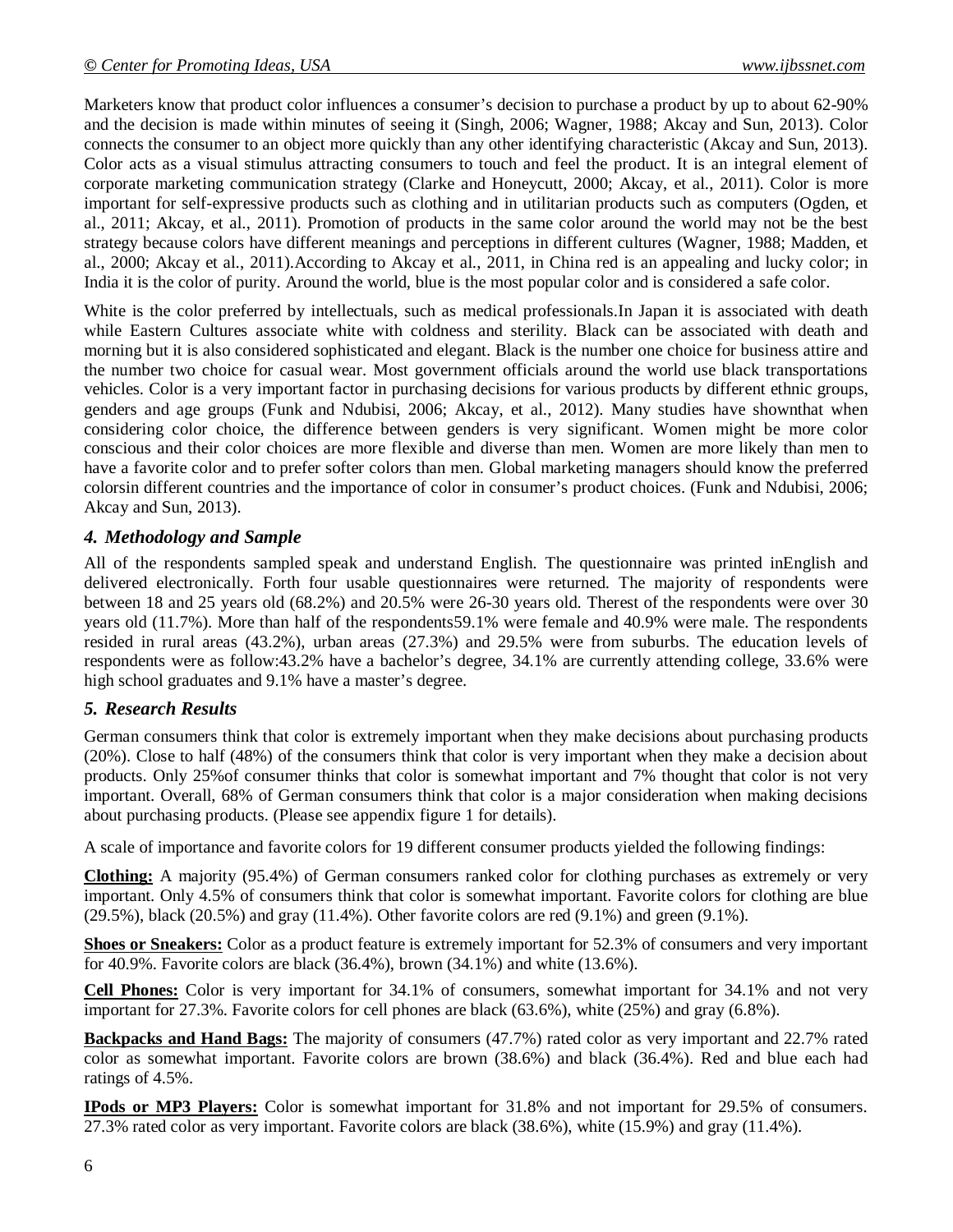Marketers know that product color influences a consumer's decision to purchase a product by up to about 62-90% and the decision is made within minutes of seeing it (Singh, 2006; Wagner, 1988; Akcay and Sun, 2013). Color connects the consumer to an object more quickly than any other identifying characteristic (Akcay and Sun, 2013). Color acts as a visual stimulus attracting consumers to touch and feel the product. It is an integral element of corporate marketing communication strategy (Clarke and Honeycutt, 2000; Akcay, et al., 2011). Color is more important for self-expressive products such as clothing and in utilitarian products such as computers (Ogden, et al., 2011; Akcay, et al., 2011). Promotion of products in the same color around the world may not be the best strategy because colors have different meanings and perceptions in different cultures (Wagner, 1988; Madden, et al., 2000; Akcay et al., 2011).According to Akcay et al., 2011, in China red is an appealing and lucky color; in India it is the color of purity. Around the world, blue is the most popular color and is considered a safe color.

White is the color preferred by intellectuals, such as medical professionals.In Japan it is associated with death while Eastern Cultures associate white with coldness and sterility. Black can be associated with death and morning but it is also considered sophisticated and elegant. Black is the number one choice for business attire and the number two choice for casual wear. Most government officials around the world use black transportations vehicles. Color is a very important factor in purchasing decisions for various products by different ethnic groups, genders and age groups (Funk and Ndubisi, 2006; Akcay, et al., 2012). Many studies have shownthat when considering color choice, the difference between genders is very significant. Women might be more color conscious and their color choices are more flexible and diverse than men. Women are more likely than men to have a favorite color and to prefer softer colors than men. Global marketing managers should know the preferred colorsin different countries and the importance of color in consumer's product choices. (Funk and Ndubisi, 2006; Akcay and Sun, 2013).

## *4. Methodology and Sample*

All of the respondents sampled speak and understand English. The questionnaire was printed inEnglish and delivered electronically. Forth four usable questionnaires were returned. The majority of respondents were between 18 and 25 years old (68.2%) and 20.5% were 26-30 years old. Therest of the respondents were over 30 years old (11.7%). More than half of the respondents59.1% were female and 40.9% were male. The respondents resided in rural areas (43.2%), urban areas (27.3%) and 29.5% were from suburbs. The education levels of respondents were as follow:43.2% have a bachelor's degree, 34.1% are currently attending college, 33.6% were high school graduates and 9.1% have a master's degree.

## *5. Research Results*

German consumers think that color is extremely important when they make decisions about purchasing products (20%). Close to half (48%) of the consumers think that color is very important when they make a decision about products. Only 25%of consumer thinks that color is somewhat important and 7% thought that color is not very important. Overall, 68% of German consumers think that color is a major consideration when making decisions about purchasing products. (Please see appendix figure 1 for details).

A scale of importance and favorite colors for 19 different consumer products yielded the following findings:

**Clothing:** A majority (95.4%) of German consumers ranked color for clothing purchases as extremely or very important. Only 4.5% of consumers think that color is somewhat important. Favorite colors for clothing are blue (29.5%), black (20.5%) and gray (11.4%). Other favorite colors are red (9.1%) and green (9.1%).

**Shoes or Sneakers:** Color as a product feature is extremely important for 52.3% of consumers and very important for 40.9%. Favorite colors are black (36.4%), brown (34.1%) and white (13.6%).

**Cell Phones:** Color is very important for 34.1% of consumers, somewhat important for 34.1% and not very important for 27.3%. Favorite colors for cell phones are black (63.6%), white (25%) and gray (6.8%).

**Backpacks and Hand Bags:** The majority of consumers (47.7%) rated color as very important and 22.7% rated color as somewhat important. Favorite colors are brown (38.6%) and black (36.4%). Red and blue each had ratings of 4.5%.

**IPods or MP3 Players:** Color is somewhat important for 31.8% and not important for 29.5% of consumers. 27.3% rated color as very important. Favorite colors are black (38.6%), white (15.9%) and gray (11.4%).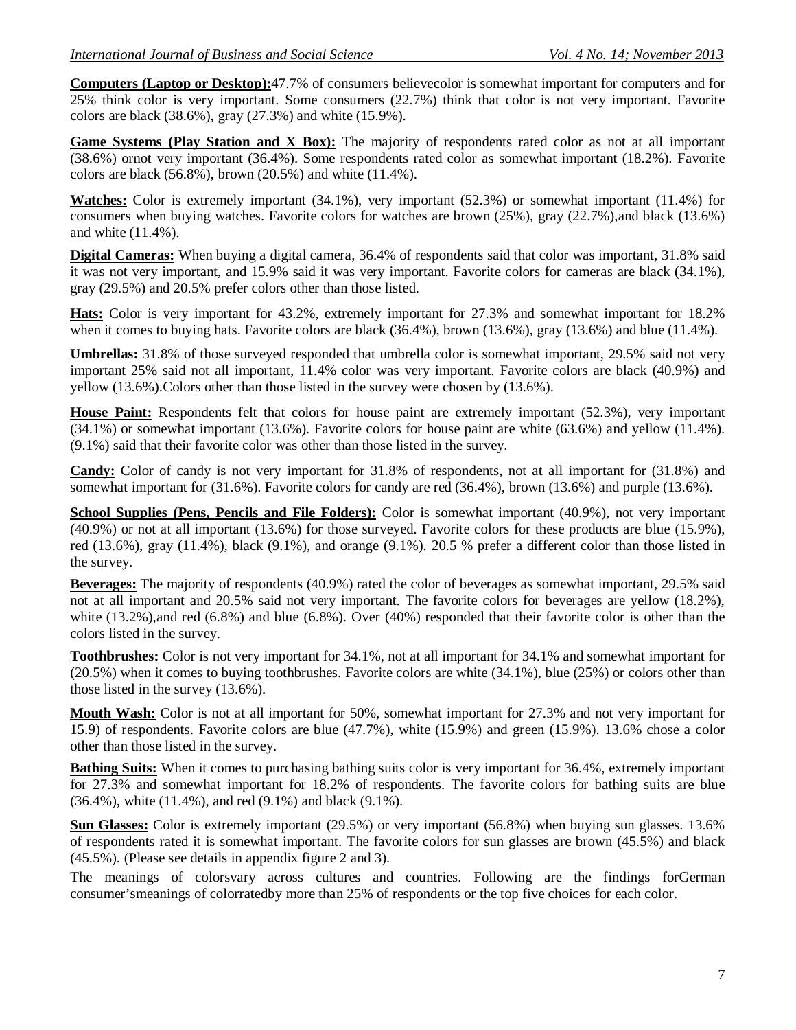**Computers (Laptop or Desktop):**47.7% of consumers believecolor is somewhat important for computers and for 25% think color is very important. Some consumers (22.7%) think that color is not very important. Favorite colors are black (38.6%), gray (27.3%) and white (15.9%).

**Game Systems (Play Station and X Box):** The majority of respondents rated color as not at all important (38.6%) ornot very important (36.4%). Some respondents rated color as somewhat important (18.2%). Favorite colors are black (56.8%), brown (20.5%) and white (11.4%).

**Watches:** Color is extremely important (34.1%), very important (52.3%) or somewhat important (11.4%) for consumers when buying watches. Favorite colors for watches are brown (25%), gray (22.7%),and black (13.6%) and white (11.4%).

**Digital Cameras:** When buying a digital camera, 36.4% of respondents said that color was important, 31.8% said it was not very important, and 15.9% said it was very important. Favorite colors for cameras are black (34.1%), gray (29.5%) and 20.5% prefer colors other than those listed.

**Hats:** Color is very important for 43.2%, extremely important for 27.3% and somewhat important for 18.2% when it comes to buying hats. Favorite colors are black (36.4%), brown (13.6%), gray (13.6%) and blue (11.4%).

**Umbrellas:** 31.8% of those surveyed responded that umbrella color is somewhat important, 29.5% said not very important 25% said not all important, 11.4% color was very important. Favorite colors are black (40.9%) and yellow (13.6%).Colors other than those listed in the survey were chosen by (13.6%).

**House Paint:** Respondents felt that colors for house paint are extremely important (52.3%), very important (34.1%) or somewhat important (13.6%). Favorite colors for house paint are white (63.6%) and yellow (11.4%). (9.1%) said that their favorite color was other than those listed in the survey.

**Candy:** Color of candy is not very important for 31.8% of respondents, not at all important for (31.8%) and somewhat important for (31.6%). Favorite colors for candy are red (36.4%), brown (13.6%) and purple (13.6%).

**School Supplies (Pens, Pencils and File Folders):** Color is somewhat important (40.9%), not very important (40.9%) or not at all important (13.6%) for those surveyed. Favorite colors for these products are blue (15.9%), red (13.6%), gray (11.4%), black (9.1%), and orange (9.1%). 20.5 % prefer a different color than those listed in the survey.

**Beverages:** The majority of respondents (40.9%) rated the color of beverages as somewhat important, 29.5% said not at all important and 20.5% said not very important. The favorite colors for beverages are yellow (18.2%), white (13.2%),and red (6.8%) and blue (6.8%). Over (40%) responded that their favorite color is other than the colors listed in the survey.

**Toothbrushes:** Color is not very important for 34.1%, not at all important for 34.1% and somewhat important for (20.5%) when it comes to buying toothbrushes. Favorite colors are white (34.1%), blue (25%) or colors other than those listed in the survey (13.6%).

**Mouth Wash:** Color is not at all important for 50%, somewhat important for 27.3% and not very important for 15.9) of respondents. Favorite colors are blue (47.7%), white (15.9%) and green (15.9%). 13.6% chose a color other than those listed in the survey.

**Bathing Suits:** When it comes to purchasing bathing suits color is very important for 36.4%, extremely important for 27.3% and somewhat important for 18.2% of respondents. The favorite colors for bathing suits are blue (36.4%), white (11.4%), and red (9.1%) and black (9.1%).

**Sun Glasses:** Color is extremely important (29.5%) or very important (56.8%) when buying sun glasses. 13.6% of respondents rated it is somewhat important. The favorite colors for sun glasses are brown (45.5%) and black (45.5%). (Please see details in appendix figure 2 and 3).

The meanings of colorsvary across cultures and countries. Following are the findings forGerman consumer'smeanings of colorratedby more than 25% of respondents or the top five choices for each color.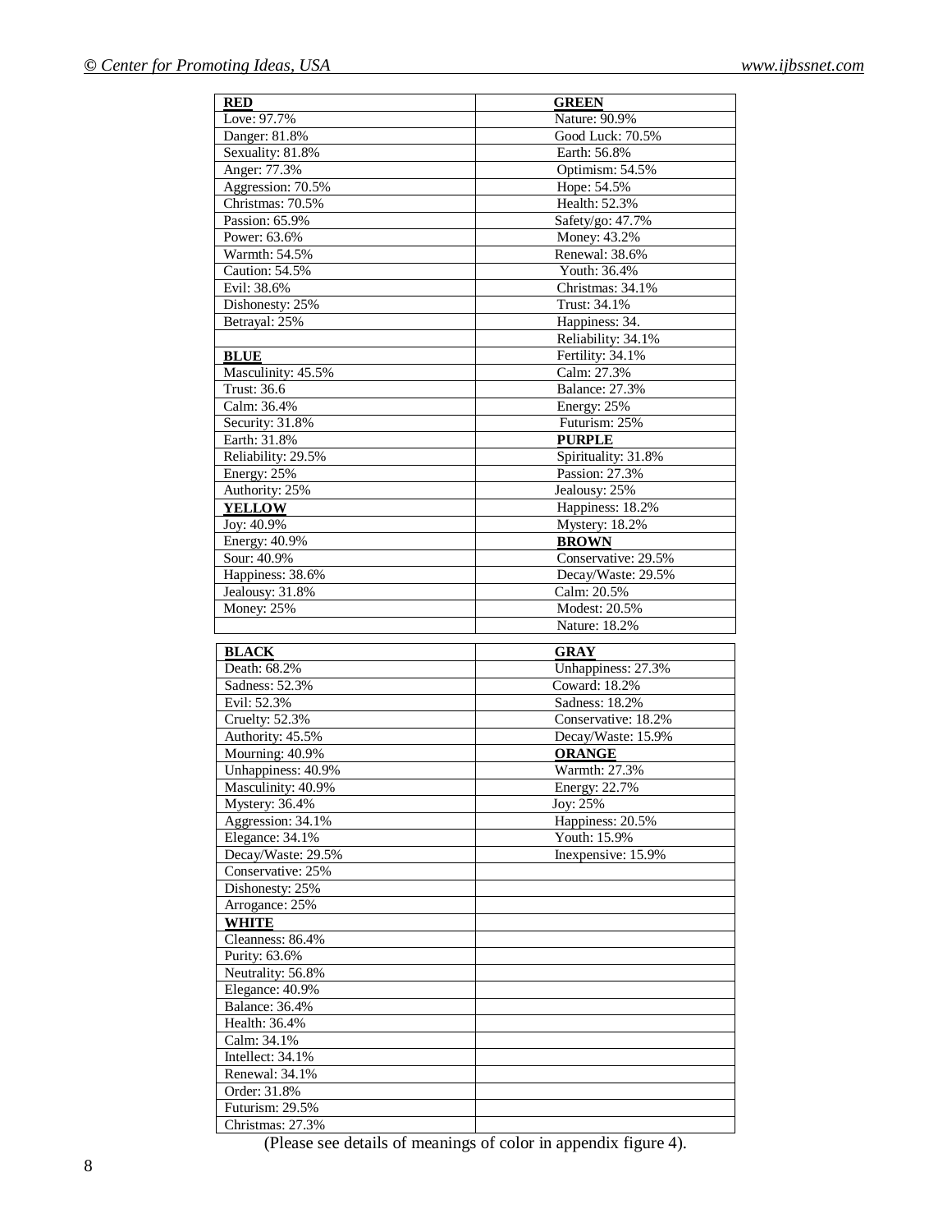| RED | GREEN |
| --- | --- |
| Love: 97.7% | Nature: 90.9% |
| Danger: 81.8% | Good Luck: 70.5% |
| Sexuality: 81.8% | Earth: 56.8% |
| Anger: 77.3% | Optimism: 54.5% |
| Aggression: 70.5% | Hope: 54.5% |
| Christmas: 70.5% | Health: 52.3% |
| Passion: 65.9% | Safety/go: 47.7% |
| Power: 63.6% | Money: 43.2% |
| Warmth: 54.5% | Renewal: 38.6% |
| Caution: 54.5% | Youth: 36.4% |
| Evil: 38.6% | Christmas: 34.1% |
| Dishonesty: 25% | Trust: 34.1% |
| Betrayal: 25% | Happiness: 34. |
| | Reliability: 34.1% |
| **BLUE** | Fertility: 34.1% |
| Masculinity: 45.5% | Calm: 27.3% |
| Trust: 36.6 | Balance: 27.3% |
| Calm: 36.4% | Energy: 25% |
| Security: 31.8% | Futurism: 25% |
| Earth: 31.8% | **PURPLE** |
| Reliability: 29.5% | Spirituality: 31.8% |
| Energy: 25% | Passion: 27.3% |
| Authority: 25% | Jealousy: 25% |
| **YELLOW** | Happiness: 18.2% |
| Joy: 40.9% | Mystery: 18.2% |
| Energy: 40.9% | **BROWN** |
| Sour: 40.9% | Conservative: 29.5% |
| Happiness: 38.6% | Decay/Waste: 29.5% |
| Jealousy: 31.8% | Calm: 20.5% |
| Money: 25% | Modest: 20.5% |
| | Nature: 18.2% |

| BLACK | GRAY |
| --- | --- |
| Death: 68.2% | Unhappiness: 27.3% |
| Sadness: 52.3% | Coward: 18.2% |
| Evil: 52.3% | Sadness: 18.2% |
| Cruelty: 52.3% | Conservative: 18.2% |
| Authority: 45.5% | Decay/Waste: 15.9% |
| Mourning: 40.9% | **ORANGE** |
| Unhappiness: 40.9% | Warmth: 27.3% |
| Masculinity: 40.9% | Energy: 22.7% |
| Mystery: 36.4% | Joy: 25% |
| Aggression: 34.1% | Happiness: 20.5% |
| Elegance: 34.1% | Youth: 15.9% |
| Decay/Waste: 29.5% | Inexpensive: 15.9% |
| Conservative: 25% | |
| Dishonesty: 25% | |
| Arrogance: 25% | |
| **WHITE** | |
| Cleanness: 86.4% | |
| Purity: 63.6% | |
| Neutrality: 56.8% | |
| Elegance: 40.9% | |
| Balance: 36.4% | |
| Health: 36.4% | |
| Calm: 34.1% | |
| Intellect: 34.1% | |
| Renewal: 34.1% | |
| Order: 31.8% | |
| Futurism: 29.5% | |
| Christmas: 27.3% | |

(Please see details of meanings of color in appendix figure 4).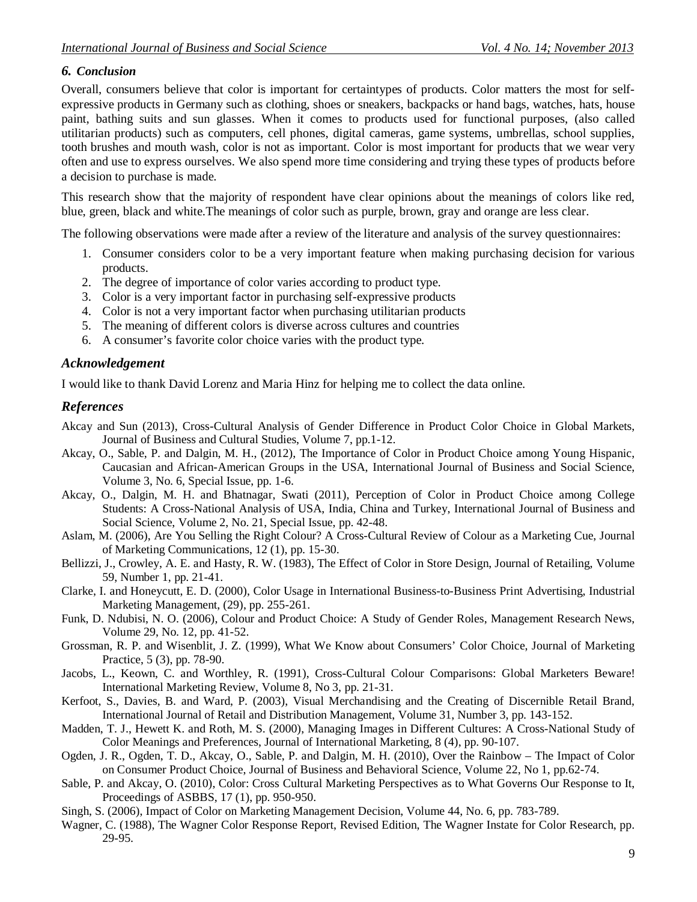### 6. *Conclusion*

Overall, consumers believe that color is important for certaintypes of products. Color matters the most for self-expressive products in Germany such as clothing, shoes or sneakers, backpacks or hand bags, watches, hats, house paint, bathing suits and sun glasses. When it comes to products used for functional purposes, (also called utilitarian products) such as computers, cell phones, digital cameras, game systems, umbrellas, school supplies, tooth brushes and mouth wash, color is not as important. Color is most important for products that we wear very often and use to express ourselves. We also spend more time considering and trying these types of products before a decision to purchase is made.

This research show that the majority of respondent have clear opinions about the meanings of colors like red, blue, green, black and white.The meanings of color such as purple, brown, gray and orange are less clear.

The following observations were made after a review of the literature and analysis of the survey questionnaires:

1. Consumer considers color to be a very important feature when making purchasing decision for various products.
2. The degree of importance of color varies according to product type.
3. Color is a very important factor in purchasing self-expressive products
4. Color is not a very important factor when purchasing utilitarian products
5. The meaning of different colors is diverse across cultures and countries
6. A consumer's favorite color choice varies with the product type.

## *Acknowledgement*

I would like to thank David Lorenz and Maria Hinz for helping me to collect the data online.

## *References*

Akcay and Sun (2013), Cross-Cultural Analysis of Gender Difference in Product Color Choice in Global Markets, Journal of Business and Cultural Studies, Volume 7, pp.1-12.

Akcay, O., Sable, P. and Dalgin, M. H., (2012), The Importance of Color in Product Choice among Young Hispanic, Caucasian and African-American Groups in the USA, International Journal of Business and Social Science, Volume 3, No. 6, Special Issue, pp. 1-6.

Akcay, O., Dalgin, M. H. and Bhatnagar, Swati (2011), Perception of Color in Product Choice among College Students: A Cross-National Analysis of USA, India, China and Turkey, International Journal of Business and Social Science, Volume 2, No. 21, Special Issue, pp. 42-48.

Aslam, M. (2006), Are You Selling the Right Colour? A Cross-Cultural Review of Colour as a Marketing Cue, Journal of Marketing Communications, 12 (1), pp. 15-30.

Bellizzi, J., Crowley, A. E. and Hasty, R. W. (1983), The Effect of Color in Store Design, Journal of Retailing, Volume 59, Number 1, pp. 21-41.

Clarke, I. and Honeycutt, E. D. (2000), Color Usage in International Business-to-Business Print Advertising, Industrial Marketing Management, (29), pp. 255-261.

Funk, D. Ndubisi, N. O. (2006), Colour and Product Choice: A Study of Gender Roles, Management Research News, Volume 29, No. 12, pp. 41-52.

Grossman, R. P. and Wisenblit, J. Z. (1999), What We Know about Consumers' Color Choice, Journal of Marketing Practice, 5 (3), pp. 78-90.

Jacobs, L., Keown, C. and Worthley, R. (1991), Cross-Cultural Colour Comparisons: Global Marketers Beware! International Marketing Review, Volume 8, No 3, pp. 21-31.

Kerfoot, S., Davies, B. and Ward, P. (2003), Visual Merchandising and the Creating of Discernible Retail Brand, International Journal of Retail and Distribution Management, Volume 31, Number 3, pp. 143-152.

Madden, T. J., Hewett K. and Roth, M. S. (2000), Managing Images in Different Cultures: A Cross-National Study of Color Meanings and Preferences, Journal of International Marketing, 8 (4), pp. 90-107.

Ogden, J. R., Ogden, T. D., Akcay, O., Sable, P. and Dalgin, M. H. (2010), Over the Rainbow – The Impact of Color on Consumer Product Choice, Journal of Business and Behavioral Science, Volume 22, No 1, pp.62-74.

Sable, P. and Akcay, O. (2010), Color: Cross Cultural Marketing Perspectives as to What Governs Our Response to It, Proceedings of ASBBS, 17 (1), pp. 950-950.

Singh, S. (2006), Impact of Color on Marketing Management Decision, Volume 44, No. 6, pp. 783-789.

Wagner, C. (1988), The Wagner Color Response Report, Revised Edition, The Wagner Instate for Color Research, pp. 29-95.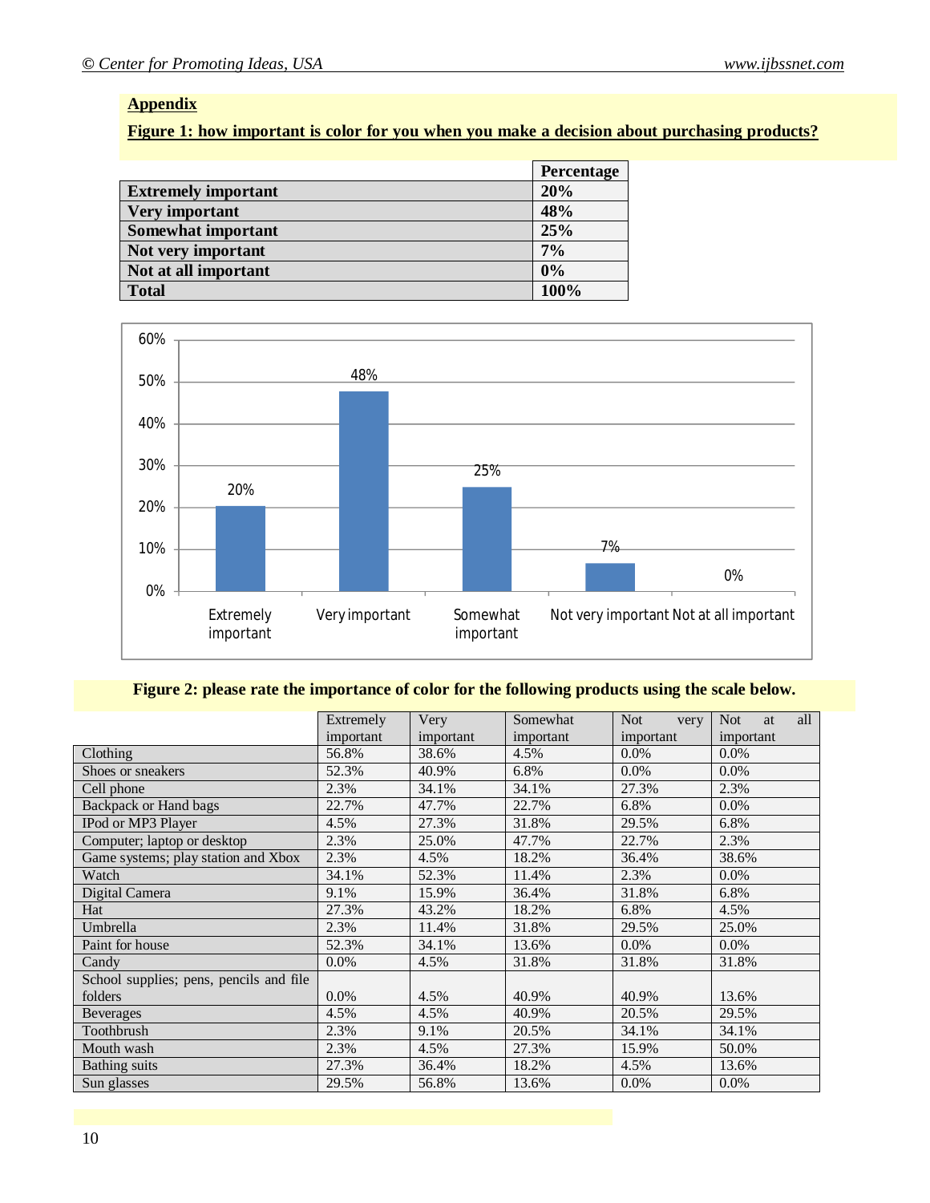## Appendix

**Figure 1: how important is color for you when you make a decision about purchasing products?**

| | Percentage |
|---|---|
| **Extremely important** | **20%** |
| **Very important** | **48%** |
| **Somewhat important** | **25%** |
| **Not very important** | **7%** |
| **Not at all important** | **0%** |
| **Total** | **100%** |

**Figure 2: please rate the importance of color for the following products using the scale below.**

| | Extremely important | Very important | Somewhat important | Not very important | Not at all important |
|---|---|---|---|---|---|
| Clothing | 56.8% | 38.6% | 4.5% | 0.0% | 0.0% |
| Shoes or sneakers | 52.3% | 40.9% | 6.8% | 0.0% | 0.0% |
| Cell phone | 2.3% | 34.1% | 34.1% | 27.3% | 2.3% |
| Backpack or Hand bags | 22.7% | 47.7% | 22.7% | 6.8% | 0.0% |
| IPod or MP3 Player | 4.5% | 27.3% | 31.8% | 29.5% | 6.8% |
| Computer; laptop or desktop | 2.3% | 25.0% | 47.7% | 22.7% | 2.3% |
| Game systems; play station and Xbox | 2.3% | 4.5% | 18.2% | 36.4% | 38.6% |
| Watch | 34.1% | 52.3% | 11.4% | 2.3% | 0.0% |
| Digital Camera | 9.1% | 15.9% | 36.4% | 31.8% | 6.8% |
| Hat | 27.3% | 43.2% | 18.2% | 6.8% | 4.5% |
| Umbrella | 2.3% | 11.4% | 31.8% | 29.5% | 25.0% |
| Paint for house | 52.3% | 34.1% | 13.6% | 0.0% | 0.0% |
| Candy | 0.0% | 4.5% | 31.8% | 31.8% | 31.8% |
| School supplies; pens, pencils and file folders | 0.0% | 4.5% | 40.9% | 40.9% | 13.6% |
| Beverages | 4.5% | 4.5% | 40.9% | 20.5% | 29.5% |
| Toothbrush | 2.3% | 9.1% | 20.5% | 34.1% | 34.1% |
| Mouth wash | 2.3% | 4.5% | 27.3% | 15.9% | 50.0% |
| Bathing suits | 27.3% | 36.4% | 18.2% | 4.5% | 13.6% |
| Sun glasses | 29.5% | 56.8% | 13.6% | 0.0% | 0.0% |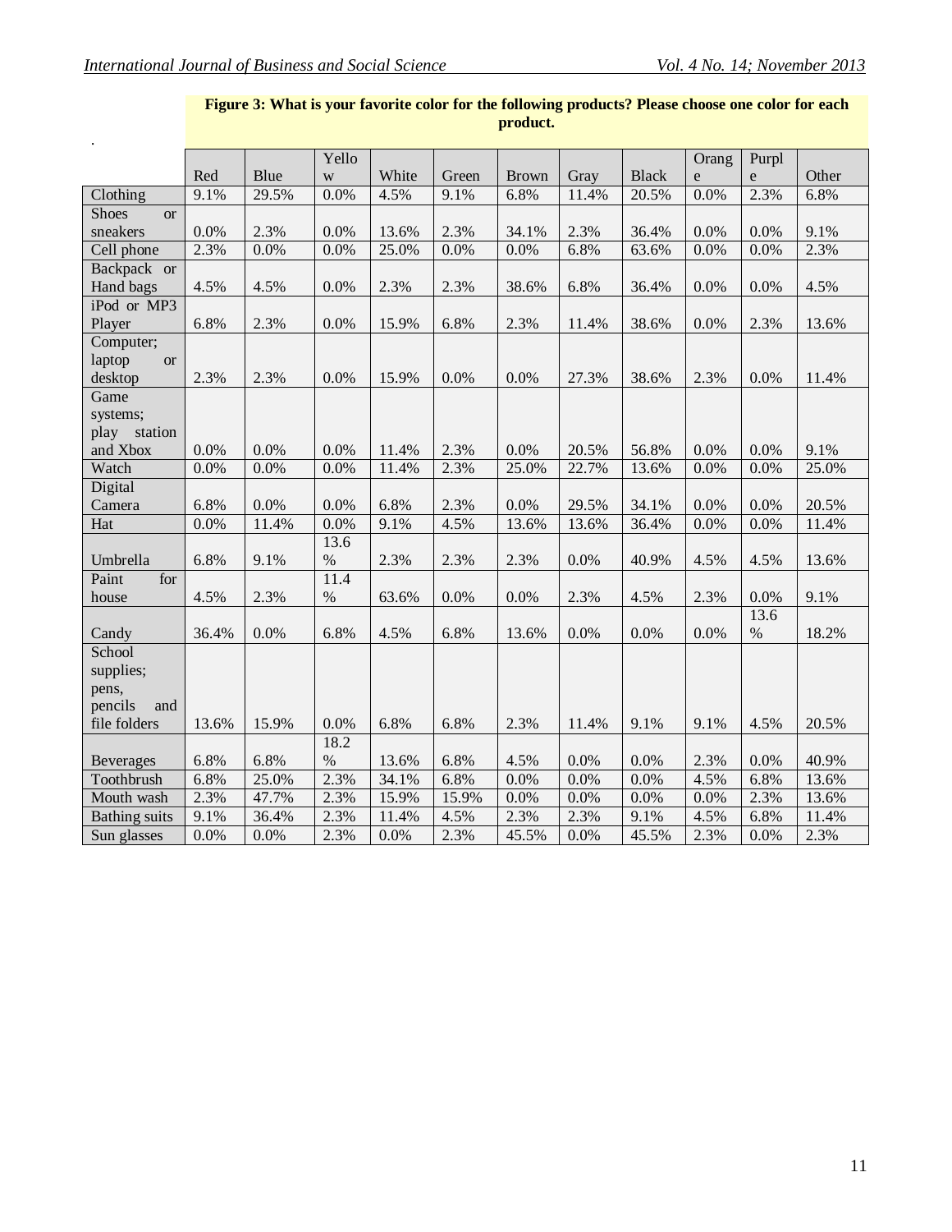**Figure 3: What is your favorite color for the following products? Please choose one color for each product.**

| | Red | Blue | Yellow | White | Green | Brown | Gray | Black | Orange | Purple | Other |
|---|---|---|---|---|---|---|---|---|---|---|---|
| Clothing | 9.1% | 29.5% | 0.0% | 4.5% | 9.1% | 6.8% | 11.4% | 20.5% | 0.0% | 2.3% | 6.8% |
| Shoes or sneakers | 0.0% | 2.3% | 0.0% | 13.6% | 2.3% | 34.1% | 2.3% | 36.4% | 0.0% | 0.0% | 9.1% |
| Cell phone | 2.3% | 0.0% | 0.0% | 25.0% | 0.0% | 0.0% | 6.8% | 63.6% | 0.0% | 0.0% | 2.3% |
| Backpack or Hand bags | 4.5% | 4.5% | 0.0% | 2.3% | 2.3% | 38.6% | 6.8% | 36.4% | 0.0% | 0.0% | 4.5% |
| iPod or MP3 Player | 6.8% | 2.3% | 0.0% | 15.9% | 6.8% | 2.3% | 11.4% | 38.6% | 0.0% | 2.3% | 13.6% |
| Computer; laptop or desktop | 2.3% | 2.3% | 0.0% | 15.9% | 0.0% | 0.0% | 27.3% | 38.6% | 2.3% | 0.0% | 11.4% |
| Game systems; play station and Xbox | 0.0% | 0.0% | 0.0% | 11.4% | 2.3% | 0.0% | 20.5% | 56.8% | 0.0% | 0.0% | 9.1% |
| Watch | 0.0% | 0.0% | 0.0% | 11.4% | 2.3% | 25.0% | 22.7% | 13.6% | 0.0% | 0.0% | 25.0% |
| Digital Camera | 6.8% | 0.0% | 0.0% | 6.8% | 2.3% | 0.0% | 29.5% | 34.1% | 0.0% | 0.0% | 20.5% |
| Hat | 0.0% | 11.4% | 0.0% | 9.1% | 4.5% | 13.6% | 13.6% | 36.4% | 0.0% | 0.0% | 11.4% |
| Umbrella | 6.8% | 9.1% | 13.6% | 2.3% | 2.3% | 2.3% | 0.0% | 40.9% | 4.5% | 4.5% | 13.6% |
| Paint for house | 4.5% | 2.3% | 11.4% | 63.6% | 0.0% | 0.0% | 2.3% | 4.5% | 2.3% | 0.0% | 9.1% |
| Candy | 36.4% | 0.0% | 6.8% | 4.5% | 6.8% | 13.6% | 0.0% | 0.0% | 0.0% | 13.6% | 18.2% |
| School supplies; pens, pencils and file folders | 13.6% | 15.9% | 0.0% | 6.8% | 6.8% | 2.3% | 11.4% | 9.1% | 9.1% | 4.5% | 20.5% |
| Beverages | 6.8% | 6.8% | 18.2% | 13.6% | 6.8% | 4.5% | 0.0% | 0.0% | 2.3% | 0.0% | 40.9% |
| Toothbrush | 6.8% | 25.0% | 2.3% | 34.1% | 6.8% | 0.0% | 0.0% | 0.0% | 4.5% | 6.8% | 13.6% |
| Mouth wash | 2.3% | 47.7% | 2.3% | 15.9% | 15.9% | 0.0% | 0.0% | 0.0% | 0.0% | 2.3% | 13.6% |
| Bathing suits | 9.1% | 36.4% | 2.3% | 11.4% | 4.5% | 2.3% | 2.3% | 9.1% | 4.5% | 6.8% | 11.4% |
| Sun glasses | 0.0% | 0.0% | 2.3% | 0.0% | 2.3% | 45.5% | 0.0% | 45.5% | 2.3% | 0.0% | 2.3% |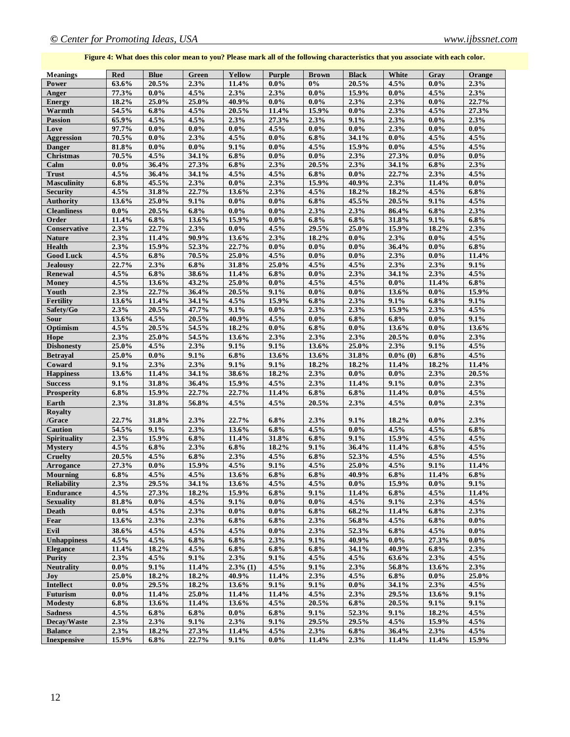**Figure 4: What does this color mean to you? Please mark all of the following characteristics that you associate with each color.**

| Meanings | Red | Blue | Green | Yellow | Purple | Brown | Black | White | Gray | Orange |
|---|---|---|---|---|---|---|---|---|---|---|
| Power | 63.6% | 20.5% | 2.3% | 11.4% | 0.0% | 0% | 20.5% | 4.5% | 0.0% | 2.3% |
| Anger | 77.3% | 0.0% | 4.5% | 2.3% | 2.3% | 0.0% | 15.9% | 0.0% | 4.5% | 2.3% |
| Energy | 18.2% | 25.0% | 25.0% | 40.9% | 0.0% | 0.0% | 2.3% | 2.3% | 0.0% | 22.7% |
| Warmth | 54.5% | 6.8% | 4.5% | 20.5% | 11.4% | 15.9% | 0.0% | 2.3% | 4.5% | 27.3% |
| Passion | 65.9% | 4.5% | 4.5% | 2.3% | 27.3% | 2.3% | 9.1% | 2.3% | 0.0% | 2.3% |
| Love | 97.7% | 0.0% | 0.0% | 0.0% | 4.5% | 0.0% | 0.0% | 2.3% | 0.0% | 0.0% |
| Aggression | 70.5% | 0.0% | 2.3% | 4.5% | 0.0% | 6.8% | 34.1% | 0.0% | 4.5% | 4.5% |
| Danger | 81.8% | 0.0% | 0.0% | 9.1% | 0.0% | 4.5% | 15.9% | 0.0% | 4.5% | 4.5% |
| Christmas | 70.5% | 4.5% | 34.1% | 6.8% | 0.0% | 0.0% | 2.3% | 27.3% | 0.0% | 0.0% |
| Calm | 0.0% | 36.4% | 27.3% | 6.8% | 2.3% | 20.5% | 2.3% | 34.1% | 6.8% | 2.3% |
| Trust | 4.5% | 36.4% | 34.1% | 4.5% | 4.5% | 6.8% | 0.0% | 22.7% | 2.3% | 4.5% |
| Masculinity | 6.8% | 45.5% | 2.3% | 0.0% | 2.3% | 15.9% | 40.9% | 2.3% | 11.4% | 0.0% |
| Security | 4.5% | 31.8% | 22.7% | 13.6% | 2.3% | 4.5% | 18.2% | 18.2% | 4.5% | 6.8% |
| Authority | 13.6% | 25.0% | 9.1% | 0.0% | 0.0% | 6.8% | 45.5% | 20.5% | 9.1% | 4.5% |
| Cleanliness | 0.0% | 20.5% | 6.8% | 0.0% | 0.0% | 2.3% | 2.3% | 86.4% | 6.8% | 2.3% |
| Order | 11.4% | 6.8% | 13.6% | 15.9% | 0.0% | 6.8% | 6.8% | 31.8% | 9.1% | 6.8% |
| Conservative | 2.3% | 22.7% | 2.3% | 0.0% | 4.5% | 29.5% | 25.0% | 15.9% | 18.2% | 2.3% |
| Nature | 2.3% | 11.4% | 90.9% | 13.6% | 2.3% | 18.2% | 0.0% | 2.3% | 0.0% | 4.5% |
| Health | 2.3% | 15.9% | 52.3% | 22.7% | 0.0% | 0.0% | 0.0% | 36.4% | 0.0% | 6.8% |
| Good Luck | 4.5% | 6.8% | 70.5% | 25.0% | 4.5% | 0.0% | 0.0% | 2.3% | 0.0% | 11.4% |
| Jealousy | 22.7% | 2.3% | 6.8% | 31.8% | 25.0% | 4.5% | 4.5% | 2.3% | 2.3% | 9.1% |
| Renewal | 4.5% | 6.8% | 38.6% | 11.4% | 6.8% | 0.0% | 2.3% | 34.1% | 2.3% | 4.5% |
| Money | 4.5% | 13.6% | 43.2% | 25.0% | 0.0% | 4.5% | 4.5% | 0.0% | 11.4% | 6.8% |
| Youth | 2.3% | 22.7% | 36.4% | 20.5% | 9.1% | 0.0% | 0.0% | 13.6% | 0.0% | 15.9% |
| Fertility | 13.6% | 11.4% | 34.1% | 4.5% | 15.9% | 6.8% | 2.3% | 9.1% | 6.8% | 9.1% |
| Safety/Go | 2.3% | 20.5% | 47.7% | 9.1% | 0.0% | 2.3% | 2.3% | 15.9% | 2.3% | 4.5% |
| Sour | 13.6% | 4.5% | 20.5% | 40.9% | 4.5% | 0.0% | 6.8% | 6.8% | 0.0% | 9.1% |
| Optimism | 4.5% | 20.5% | 54.5% | 18.2% | 0.0% | 6.8% | 0.0% | 13.6% | 0.0% | 13.6% |
| Hope | 2.3% | 25.0% | 54.5% | 13.6% | 2.3% | 2.3% | 2.3% | 20.5% | 0.0% | 2.3% |
| Dishonesty | 25.0% | 4.5% | 2.3% | 9.1% | 9.1% | 13.6% | 25.0% | 2.3% | 9.1% | 4.5% |
| Betrayal | 25.0% | 0.0% | 9.1% | 6.8% | 13.6% | 13.6% | 31.8% | 0.0% (0) | 6.8% | 4.5% |
| Coward | 9.1% | 2.3% | 2.3% | 9.1% | 9.1% | 18.2% | 18.2% | 11.4% | 18.2% | 11.4% |
| Happiness | 13.6% | 11.4% | 34.1% | 38.6% | 18.2% | 2.3% | 0.0% | 0.0% | 2.3% | 20.5% |
| Success | 9.1% | 31.8% | 36.4% | 15.9% | 4.5% | 2.3% | 11.4% | 9.1% | 0.0% | 2.3% |
| Prosperity | 6.8% | 15.9% | 22.7% | 22.7% | 11.4% | 6.8% | 6.8% | 11.4% | 0.0% | 4.5% |
| Earth | 2.3% | 31.8% | 56.8% | 4.5% | 4.5% | 20.5% | 2.3% | 4.5% | 0.0% | 2.3% |
| Royalty /Grace | 22.7% | 31.8% | 2.3% | 22.7% | 6.8% | 2.3% | 9.1% | 18.2% | 0.0% | 2.3% |
| Caution | 54.5% | 9.1% | 2.3% | 13.6% | 6.8% | 4.5% | 0.0% | 4.5% | 4.5% | 6.8% |
| Spirituality | 2.3% | 15.9% | 6.8% | 11.4% | 31.8% | 6.8% | 9.1% | 15.9% | 4.5% | 4.5% |
| Mystery | 4.5% | 6.8% | 2.3% | 6.8% | 18.2% | 9.1% | 36.4% | 11.4% | 6.8% | 4.5% |
| Cruelty | 20.5% | 4.5% | 6.8% | 2.3% | 4.5% | 6.8% | 52.3% | 4.5% | 4.5% | 4.5% |
| Arrogance | 27.3% | 0.0% | 15.9% | 4.5% | 9.1% | 4.5% | 25.0% | 4.5% | 9.1% | 11.4% |
| Mourning | 6.8% | 4.5% | 4.5% | 13.6% | 6.8% | 6.8% | 40.9% | 6.8% | 11.4% | 6.8% |
| Reliability | 2.3% | 29.5% | 34.1% | 13.6% | 4.5% | 4.5% | 0.0% | 15.9% | 0.0% | 9.1% |
| Endurance | 4.5% | 27.3% | 18.2% | 15.9% | 6.8% | 9.1% | 11.4% | 6.8% | 4.5% | 11.4% |
| Sexuality | 81.8% | 0.0% | 4.5% | 9.1% | 0.0% | 0.0% | 4.5% | 9.1% | 2.3% | 4.5% |
| Death | 0.0% | 4.5% | 2.3% | 0.0% | 0.0% | 6.8% | 68.2% | 11.4% | 6.8% | 2.3% |
| Fear | 13.6% | 2.3% | 2.3% | 6.8% | 6.8% | 2.3% | 56.8% | 4.5% | 6.8% | 0.0% |
| Evil | 38.6% | 4.5% | 4.5% | 4.5% | 0.0% | 2.3% | 52.3% | 6.8% | 4.5% | 0.0% |
| Unhappiness | 4.5% | 4.5% | 6.8% | 6.8% | 2.3% | 9.1% | 40.9% | 0.0% | 27.3% | 0.0% |
| Elegance | 11.4% | 18.2% | 4.5% | 6.8% | 6.8% | 6.8% | 34.1% | 40.9% | 6.8% | 2.3% |
| Purity | 2.3% | 4.5% | 9.1% | 2.3% | 9.1% | 4.5% | 4.5% | 63.6% | 2.3% | 4.5% |
| Neutrality | 0.0% | 9.1% | 11.4% | 2.3% (1) | 4.5% | 9.1% | 2.3% | 56.8% | 13.6% | 2.3% |
| Joy | 25.0% | 18.2% | 18.2% | 40.9% | 11.4% | 2.3% | 4.5% | 6.8% | 0.0% | 25.0% |
| Intellect | 0.0% | 29.5% | 18.2% | 13.6% | 9.1% | 9.1% | 0.0% | 34.1% | 2.3% | 4.5% |
| Futurism | 0.0% | 11.4% | 25.0% | 11.4% | 11.4% | 4.5% | 2.3% | 29.5% | 13.6% | 9.1% |
| Modesty | 6.8% | 13.6% | 11.4% | 13.6% | 4.5% | 20.5% | 6.8% | 20.5% | 9.1% | 9.1% |
| Sadness | 4.5% | 6.8% | 6.8% | 0.0% | 6.8% | 9.1% | 52.3% | 9.1% | 18.2% | 4.5% |
| Decay/Waste | 2.3% | 2.3% | 9.1% | 2.3% | 9.1% | 29.5% | 29.5% | 4.5% | 15.9% | 4.5% |
| Balance | 2.3% | 18.2% | 27.3% | 11.4% | 4.5% | 2.3% | 6.8% | 36.4% | 2.3% | 4.5% |
| Inexpensive | 15.9% | 6.8% | 22.7% | 9.1% | 0.0% | 11.4% | 2.3% | 11.4% | 11.4% | 15.9% |